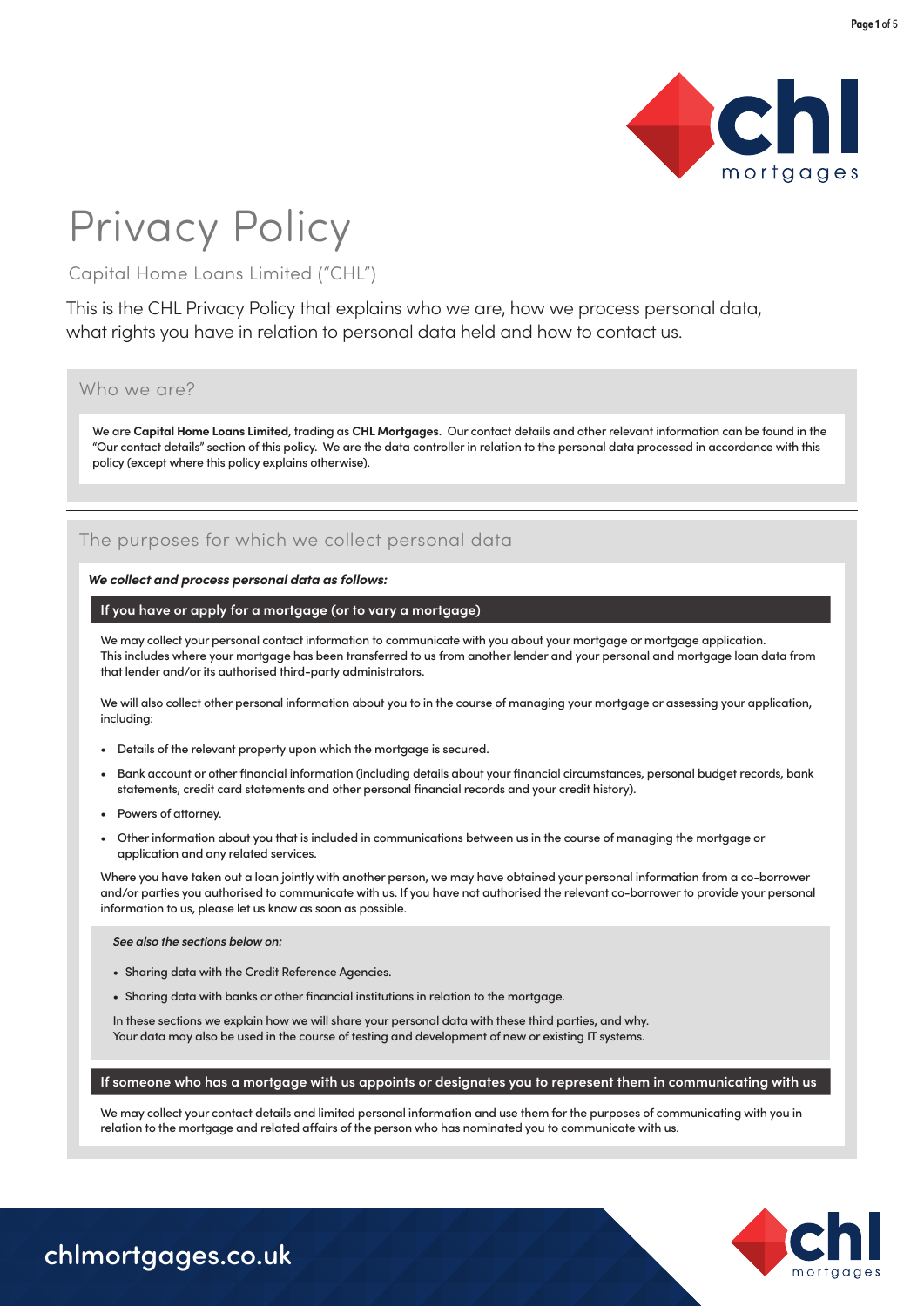# Privacy Policy

Capital Home Loans Limited ("CHL")

This is the CHL Privacy Policy that explains who we are, how we process personal data, what rights you have in relation to personal data held and how to contact us.

## Who we are?

We are **Capital Home Loans Limited**, trading as **CHL Mortgages**. Our contact details and other relevant information can be found in the "Our contact details" section of this policy. We are the data controller in relation to the personal data processed in accordance with this policy (except where this policy explains otherwise).

---

## The purposes for which we collect personal data

***We collect and process personal data as follows:***

### If you have or apply for a mortgage (or to vary a mortgage)

We may collect your personal contact information to communicate with you about your mortgage or mortgage application. This includes where your mortgage has been transferred to us from another lender and your personal and mortgage loan data from that lender and/or its authorised third-party administrators.

We will also collect other personal information about you to in the course of managing your mortgage or assessing your application, including:

- Details of the relevant property upon which the mortgage is secured.
- Bank account or other financial information (including details about your financial circumstances, personal budget records, bank statements, credit card statements and other personal financial records and your credit history).
- Powers of attorney.
- Other information about you that is included in communications between us in the course of managing the mortgage or application and any related services.

Where you have taken out a loan jointly with another person, we may have obtained your personal information from a co-borrower and/or parties you authorised to communicate with us. If you have not authorised the relevant co-borrower to provide your personal information to us, please let us know as soon as possible.

*See also the sections below on:*

- Sharing data with the Credit Reference Agencies.
- Sharing data with banks or other financial institutions in relation to the mortgage.

In these sections we explain how we will share your personal data with these third parties, and why. Your data may also be used in the course of testing and development of new or existing IT systems.

### If someone who has a mortgage with us appoints or designates you to represent them in communicating with us

We may collect your contact details and limited personal information and use them for the purposes of communicating with you in relation to the mortgage and related affairs of the person who has nominated you to communicate with us.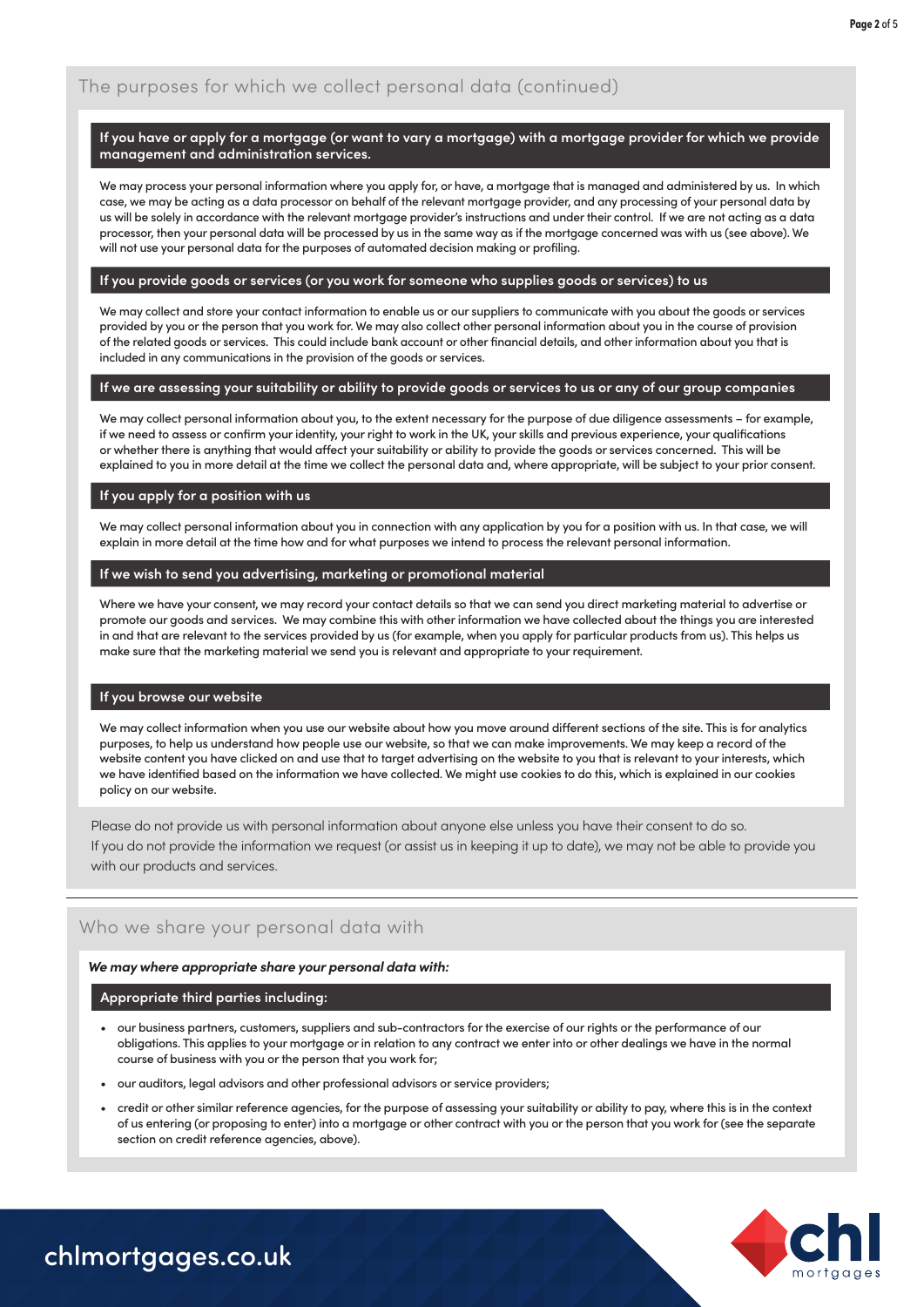## The purposes for which we collect personal data (continued)

### If you have or apply for a mortgage (or want to vary a mortgage) with a mortgage provider for which we provide management and administration services.

We may process your personal information where you apply for, or have, a mortgage that is managed and administered by us. In which case, we may be acting as a data processor on behalf of the relevant mortgage provider, and any processing of your personal data by us will be solely in accordance with the relevant mortgage provider's instructions and under their control. If we are not acting as a data processor, then your personal data will be processed by us in the same way as if the mortgage concerned was with us (see above). We will not use your personal data for the purposes of automated decision making or profiling.

### If you provide goods or services (or you work for someone who supplies goods or services) to us

We may collect and store your contact information to enable us or our suppliers to communicate with you about the goods or services provided by you or the person that you work for. We may also collect other personal information about you in the course of provision of the related goods or services. This could include bank account or other financial details, and other information about you that is included in any communications in the provision of the goods or services.

### If we are assessing your suitability or ability to provide goods or services to us or any of our group companies

We may collect personal information about you, to the extent necessary for the purpose of due diligence assessments – for example, if we need to assess or confirm your identity, your right to work in the UK, your skills and previous experience, your qualifications or whether there is anything that would affect your suitability or ability to provide the goods or services concerned. This will be explained to you in more detail at the time we collect the personal data and, where appropriate, will be subject to your prior consent.

### If you apply for a position with us

We may collect personal information about you in connection with any application by you for a position with us. In that case, we will explain in more detail at the time how and for what purposes we intend to process the relevant personal information.

### If we wish to send you advertising, marketing or promotional material

Where we have your consent, we may record your contact details so that we can send you direct marketing material to advertise or promote our goods and services. We may combine this with other information we have collected about the things you are interested in and that are relevant to the services provided by us (for example, when you apply for particular products from us). This helps us make sure that the marketing material we send you is relevant and appropriate to your requirement.

### If you browse our website

We may collect information when you use our website about how you move around different sections of the site. This is for analytics purposes, to help us understand how people use our website, so that we can make improvements. We may keep a record of the website content you have clicked on and use that to target advertising on the website to you that is relevant to your interests, which we have identified based on the information we have collected. We might use cookies to do this, which is explained in our cookies policy on our website.

Please do not provide us with personal information about anyone else unless you have their consent to do so.
If you do not provide the information we request (or assist us in keeping it up to date), we may not be able to provide you with our products and services.

---

## Who we share your personal data with

***We may where appropriate share your personal data with:***

### Appropriate third parties including:

- our business partners, customers, suppliers and sub-contractors for the exercise of our rights or the performance of our obligations. This applies to your mortgage or in relation to any contract we enter into or other dealings we have in the normal course of business with you or the person that you work for;
- our auditors, legal advisors and other professional advisors or service providers;
- credit or other similar reference agencies, for the purpose of assessing your suitability or ability to pay, where this is in the context of us entering (or proposing to enter) into a mortgage or other contract with you or the person that you work for (see the separate section on credit reference agencies, above).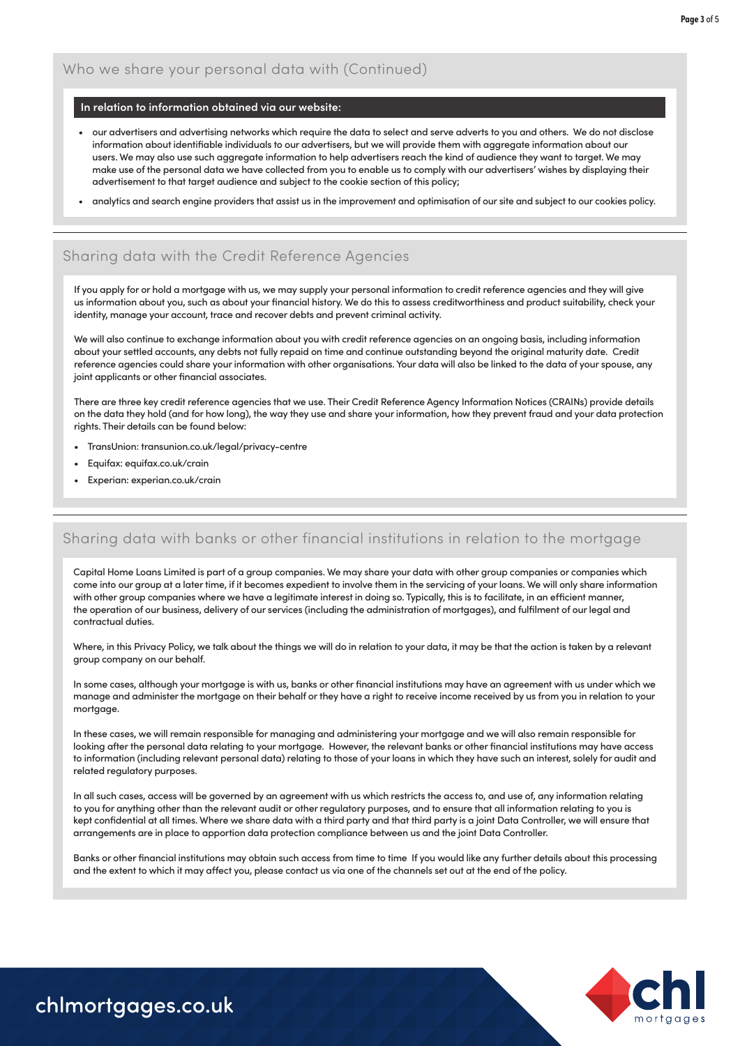## Who we share your personal data with (Continued)

**In relation to information obtained via our website:**

- our advertisers and advertising networks which require the data to select and serve adverts to you and others. We do not disclose information about identifiable individuals to our advertisers, but we will provide them with aggregate information about our users. We may also use such aggregate information to help advertisers reach the kind of audience they want to target. We may make use of the personal data we have collected from you to enable us to comply with our advertisers' wishes by displaying their advertisement to that target audience and subject to the cookie section of this policy;
- analytics and search engine providers that assist us in the improvement and optimisation of our site and subject to our cookies policy.

## Sharing data with the Credit Reference Agencies

If you apply for or hold a mortgage with us, we may supply your personal information to credit reference agencies and they will give us information about you, such as about your financial history. We do this to assess creditworthiness and product suitability, check your identity, manage your account, trace and recover debts and prevent criminal activity.

We will also continue to exchange information about you with credit reference agencies on an ongoing basis, including information about your settled accounts, any debts not fully repaid on time and continue outstanding beyond the original maturity date. Credit reference agencies could share your information with other organisations. Your data will also be linked to the data of your spouse, any joint applicants or other financial associates.

There are three key credit reference agencies that we use. Their Credit Reference Agency Information Notices (CRAINs) provide details on the data they hold (and for how long), the way they use and share your information, how they prevent fraud and your data protection rights. Their details can be found below:

- TransUnion: transunion.co.uk/legal/privacy-centre
- Equifax: equifax.co.uk/crain
- Experian: experian.co.uk/crain

## Sharing data with banks or other financial institutions in relation to the mortgage

Capital Home Loans Limited is part of a group companies. We may share your data with other group companies or companies which come into our group at a later time, if it becomes expedient to involve them in the servicing of your loans. We will only share information with other group companies where we have a legitimate interest in doing so. Typically, this is to facilitate, in an efficient manner, the operation of our business, delivery of our services (including the administration of mortgages), and fulfilment of our legal and contractual duties.

Where, in this Privacy Policy, we talk about the things we will do in relation to your data, it may be that the action is taken by a relevant group company on our behalf.

In some cases, although your mortgage is with us, banks or other financial institutions may have an agreement with us under which we manage and administer the mortgage on their behalf or they have a right to receive income received by us from you in relation to your mortgage.

In these cases, we will remain responsible for managing and administering your mortgage and we will also remain responsible for looking after the personal data relating to your mortgage. However, the relevant banks or other financial institutions may have access to information (including relevant personal data) relating to those of your loans in which they have such an interest, solely for audit and related regulatory purposes.

In all such cases, access will be governed by an agreement with us which restricts the access to, and use of, any information relating to you for anything other than the relevant audit or other regulatory purposes, and to ensure that all information relating to you is kept confidential at all times. Where we share data with a third party and that third party is a joint Data Controller, we will ensure that arrangements are in place to apportion data protection compliance between us and the joint Data Controller.

Banks or other financial institutions may obtain such access from time to time If you would like any further details about this processing and the extent to which it may affect you, please contact us via one of the channels set out at the end of the policy.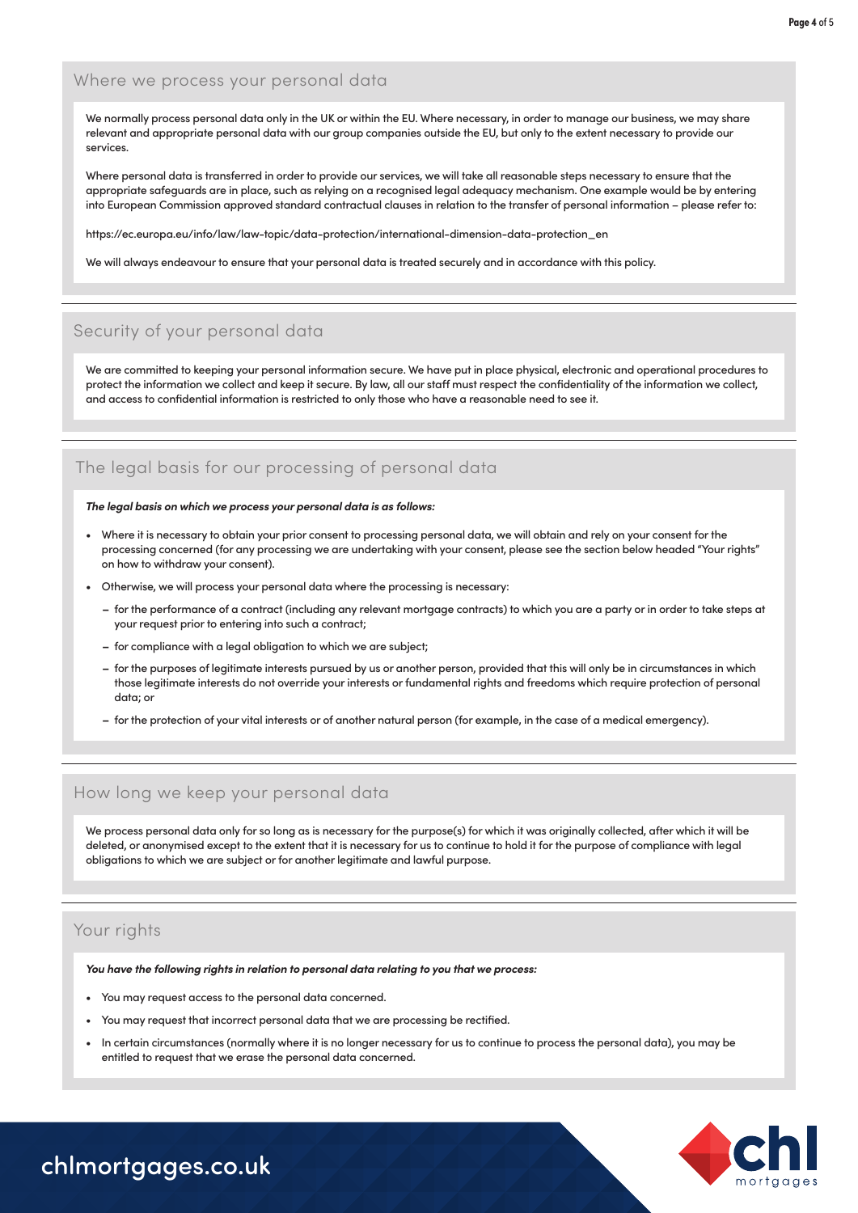## Where we process your personal data

We normally process personal data only in the UK or within the EU. Where necessary, in order to manage our business, we may share relevant and appropriate personal data with our group companies outside the EU, but only to the extent necessary to provide our services.

Where personal data is transferred in order to provide our services, we will take all reasonable steps necessary to ensure that the appropriate safeguards are in place, such as relying on a recognised legal adequacy mechanism. One example would be by entering into European Commission approved standard contractual clauses in relation to the transfer of personal information – please refer to:

https://ec.europa.eu/info/law/law-topic/data-protection/international-dimension-data-protection_en

We will always endeavour to ensure that your personal data is treated securely and in accordance with this policy.

## Security of your personal data

We are committed to keeping your personal information secure. We have put in place physical, electronic and operational procedures to protect the information we collect and keep it secure. By law, all our staff must respect the confidentiality of the information we collect, and access to confidential information is restricted to only those who have a reasonable need to see it.

## The legal basis for our processing of personal data

***The legal basis on which we process your personal data is as follows:***

- Where it is necessary to obtain your prior consent to processing personal data, we will obtain and rely on your consent for the processing concerned (for any processing we are undertaking with your consent, please see the section below headed "Your rights" on how to withdraw your consent).
- Otherwise, we will process your personal data where the processing is necessary:
  - for the performance of a contract (including any relevant mortgage contracts) to which you are a party or in order to take steps at your request prior to entering into such a contract;
  - for compliance with a legal obligation to which we are subject;
  - for the purposes of legitimate interests pursued by us or another person, provided that this will only be in circumstances in which those legitimate interests do not override your interests or fundamental rights and freedoms which require protection of personal data; or
  - for the protection of your vital interests or of another natural person (for example, in the case of a medical emergency).

## How long we keep your personal data

We process personal data only for so long as is necessary for the purpose(s) for which it was originally collected, after which it will be deleted, or anonymised except to the extent that it is necessary for us to continue to hold it for the purpose of compliance with legal obligations to which we are subject or for another legitimate and lawful purpose.

## Your rights

***You have the following rights in relation to personal data relating to you that we process:***

- You may request access to the personal data concerned.
- You may request that incorrect personal data that we are processing be rectified.
- In certain circumstances (normally where it is no longer necessary for us to continue to process the personal data), you may be entitled to request that we erase the personal data concerned.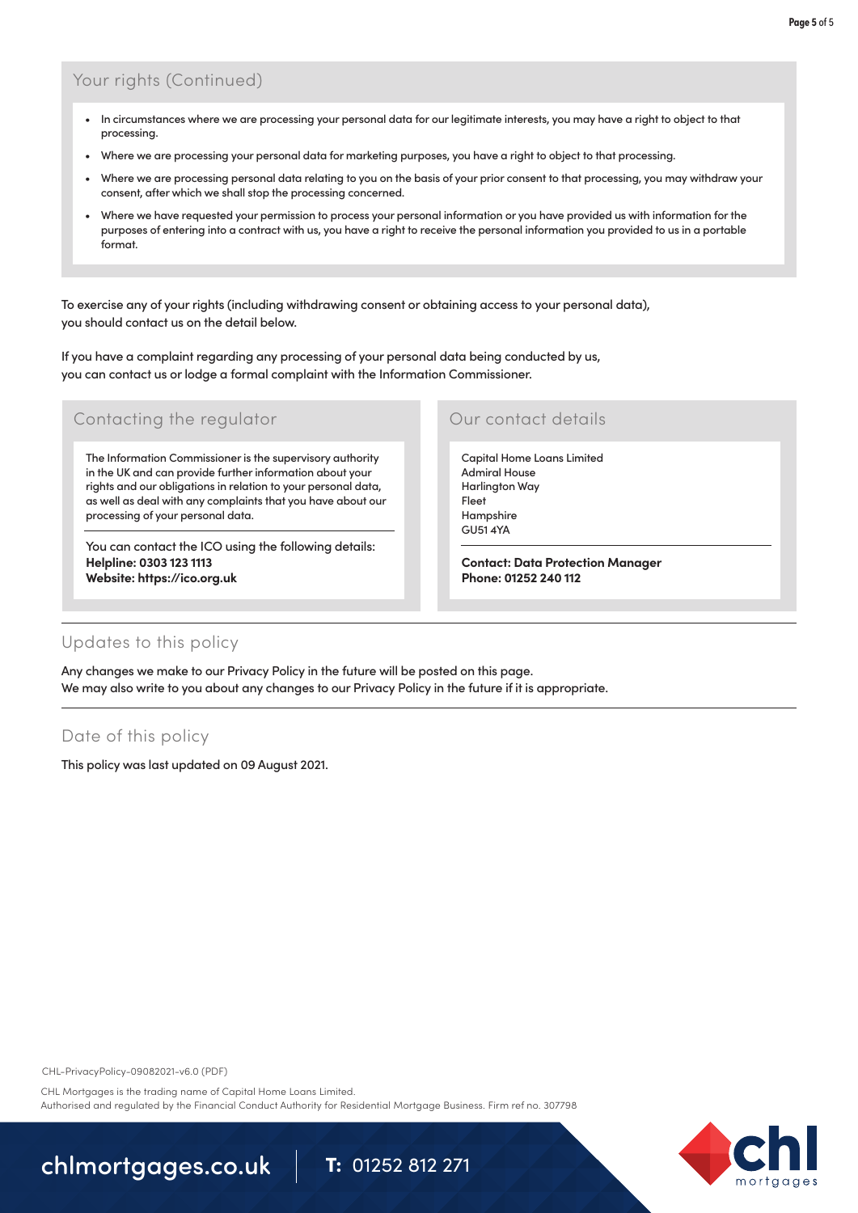## Your rights (Continued)

- In circumstances where we are processing your personal data for our legitimate interests, you may have a right to object to that processing.
- Where we are processing your personal data for marketing purposes, you have a right to object to that processing.
- Where we are processing personal data relating to you on the basis of your prior consent to that processing, you may withdraw your consent, after which we shall stop the processing concerned.
- Where we have requested your permission to process your personal information or you have provided us with information for the purposes of entering into a contract with us, you have a right to receive the personal information you provided to us in a portable format.

To exercise any of your rights (including withdrawing consent or obtaining access to your personal data), you should contact us on the detail below.

If you have a complaint regarding any processing of your personal data being conducted by us, you can contact us or lodge a formal complaint with the Information Commissioner.

## Contacting the regulator

The Information Commissioner is the supervisory authority in the UK and can provide further information about your rights and our obligations in relation to your personal data, as well as deal with any complaints that you have about our processing of your personal data.

You can contact the ICO using the following details:
**Helpline: 0303 123 1113**
**Website: https://ico.org.uk**

## Our contact details

Capital Home Loans Limited
Admiral House
Harlington Way
Fleet
Hampshire
GU51 4YA

**Contact: Data Protection Manager**
**Phone: 01252 240 112**

## Updates to this policy

Any changes we make to our Privacy Policy in the future will be posted on this page.
We may also write to you about any changes to our Privacy Policy in the future if it is appropriate.

## Date of this policy

This policy was last updated on 09 August 2021.

CHL-PrivacyPolicy-09082021-v6.0 (PDF)

CHL Mortgages is the trading name of Capital Home Loans Limited.
Authorised and regulated by the Financial Conduct Authority for Residential Mortgage Business. Firm ref no. 307798

chlmortgages.co.uk | **T:** 01252 812 271